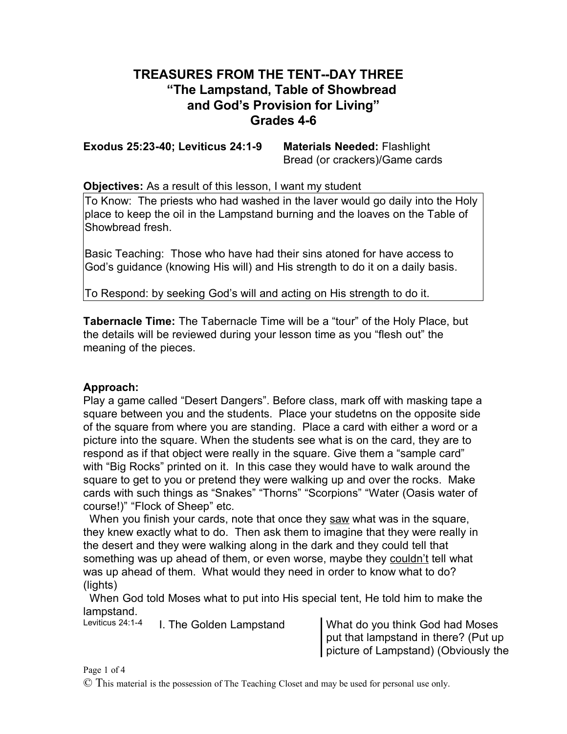# TREASURES FROM THE TENT--DAY THREE
## "The Lampstand, Table of Showbread and God's Provision for Living"
### Grades 4-6

**Exodus 25:23-40; Leviticus 24:1-9** **Materials Needed:** Flashlight
Bread (or crackers)/Game cards

**Objectives:** As a result of this lesson, I want my student

To Know: The priests who had washed in the laver would go daily into the Holy place to keep the oil in the Lampstand burning and the loaves on the Table of Showbread fresh.

Basic Teaching: Those who have had their sins atoned for have access to God's guidance (knowing His will) and His strength to do it on a daily basis.

To Respond: by seeking God's will and acting on His strength to do it.

**Tabernacle Time:** The Tabernacle Time will be a "tour" of the Holy Place, but the details will be reviewed during your lesson time as you "flesh out" the meaning of the pieces.

**Approach:**

Play a game called "Desert Dangers". Before class, mark off with masking tape a square between you and the students. Place your studetns on the opposite side of the square from where you are standing. Place a card with either a word or a picture into the square. When the students see what is on the card, they are to respond as if that object were really in the square. Give them a "sample card" with "Big Rocks" printed on it. In this case they would have to walk around the square to get to you or pretend they were walking up and over the rocks. Make cards with such things as "Snakes" "Thorns" "Scorpions" "Water (Oasis water of course!)" "Flock of Sheep" etc.

When you finish your cards, note that once they <u>saw</u> what was in the square, they knew exactly what to do. Then ask them to imagine that they were really in the desert and they were walking along in the dark and they could tell that something was up ahead of them, or even worse, maybe they <u>couldn't</u> tell what was up ahead of them. What would they need in order to know what to do? (lights)

When God told Moses what to put into His special tent, He told him to make the lampstand.

Leviticus 24:1-4 I. The Golden Lampstand

What do you think God had Moses put that lampstand in there? (Put up picture of Lampstand) (Obviously the

© This material is the possession of The Teaching Closet and may be used for personal use only.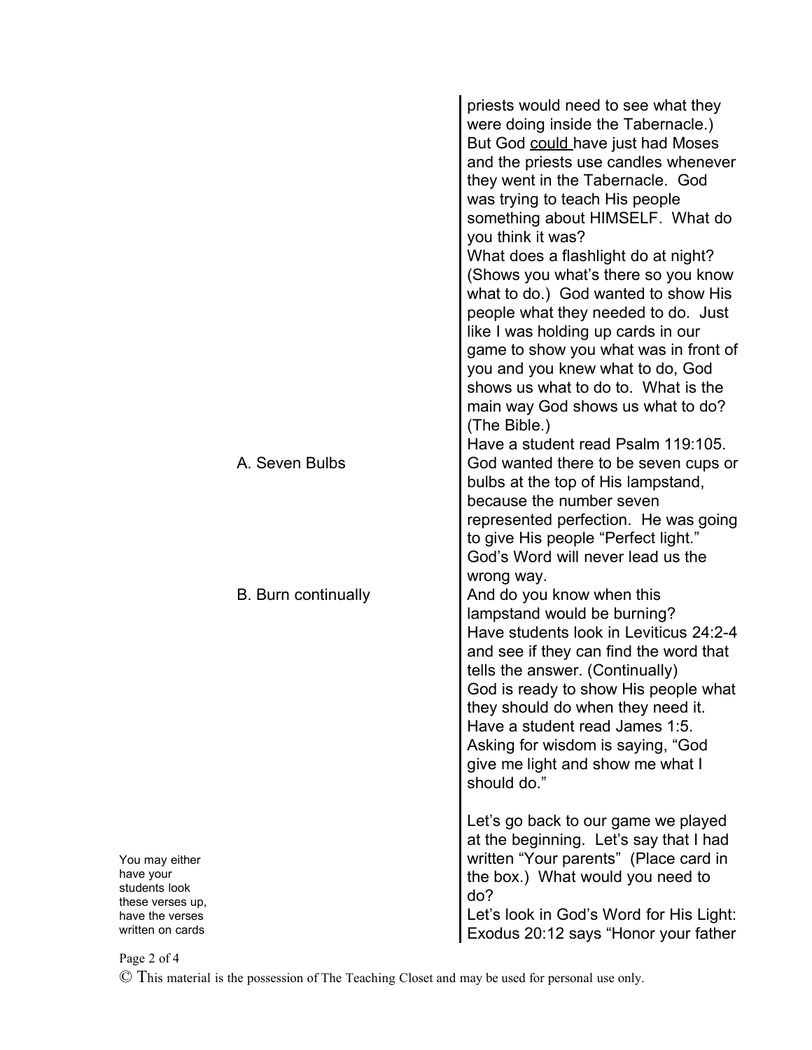priests would need to see what they were doing inside the Tabernacle.) But God could have just had Moses and the priests use candles whenever they went in the Tabernacle. God was trying to teach His people something about HIMSELF. What do you think it was?

What does a flashlight do at night? (Shows you what's there so you know what to do.) God wanted to show His people what they needed to do. Just like I was holding up cards in our game to show you what was in front of you and you knew what to do, God shows us what to do to. What is the main way God shows us what to do? (The Bible.)

Have a student read Psalm 119:105.

**A. Seven Bulbs**

God wanted there to be seven cups or bulbs at the top of His lampstand, because the number seven represented perfection. He was going to give His people "Perfect light." God's Word will never lead us the wrong way.

**B. Burn continually**

And do you know when this lampstand would be burning?

Have students look in Leviticus 24:2-4 and see if they can find the word that tells the answer. (Continually)

God is ready to show His people what they should do when they need it.

Have a student read James 1:5.

Asking for wisdom is saying, "God give me light and show me what I should do."

Let's go back to our game we played at the beginning. Let's say that I had written "Your parents" (Place card in the box.) What would you need to do?

*You may either have your students look these verses up, have the verses written on cards*

Let's look in God's Word for His Light: Exodus 20:12 says "Honor your father

© This material is the possession of The Teaching Closet and may be used for personal use only.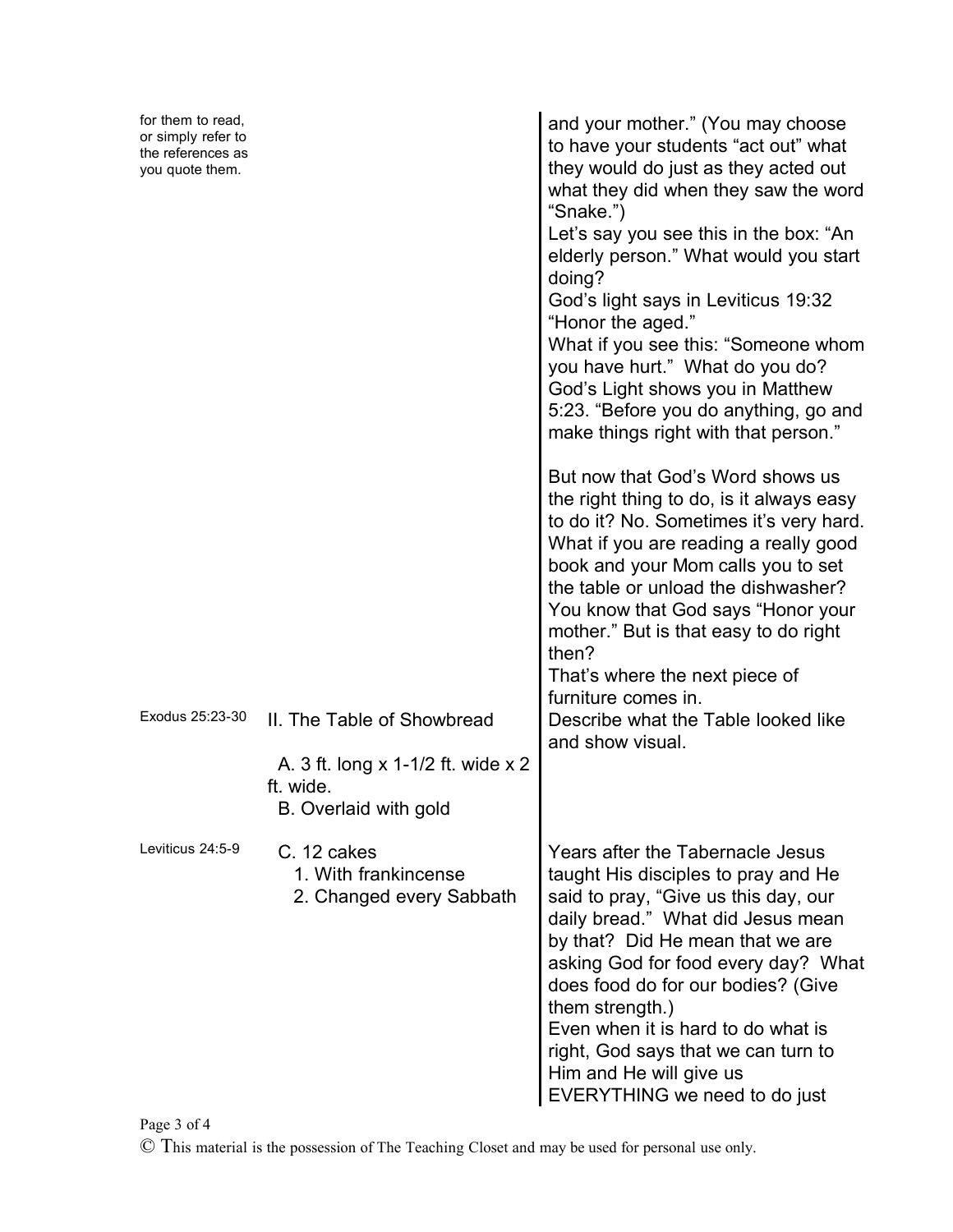| | | |
|---|---|---|
| for them to read, or simply refer to the references as you quote them. | | and your mother." (You may choose to have your students "act out" what they would do just as they acted out what they did when they saw the word "Snake.")<br>Let's say you see this in the box: "An elderly person." What would you start doing?<br>God's light says in Leviticus 19:32 "Honor the aged."<br>What if you see this: "Someone whom you have hurt." What do you do? God's Light shows you in Matthew 5:23. "Before you do anything, go and make things right with that person."<br><br>But now that God's Word shows us the right thing to do, is it always easy to do it? No. Sometimes it's very hard. What if you are reading a really good book and your Mom calls you to set the table or unload the dishwasher? You know that God says "Honor your mother." But is that easy to do right then?<br>That's where the next piece of furniture comes in. |
| Exodus 25:23-30 | II. The Table of Showbread<br><br>A. 3 ft. long x 1-1/2 ft. wide x 2 ft. wide.<br>B. Overlaid with gold | Describe what the Table looked like and show visual. |
| Leviticus 24:5-9 | C. 12 cakes<br>1. With frankincense<br>2. Changed every Sabbath | Years after the Tabernacle Jesus taught His disciples to pray and He said to pray, "Give us this day, our daily bread." What did Jesus mean by that? Did He mean that we are asking God for food every day? What does food do for our bodies? (Give them strength.)<br>Even when it is hard to do what is right, God says that we can turn to Him and He will give us EVERYTHING we need to do just |

© This material is the possession of The Teaching Closet and may be used for personal use only.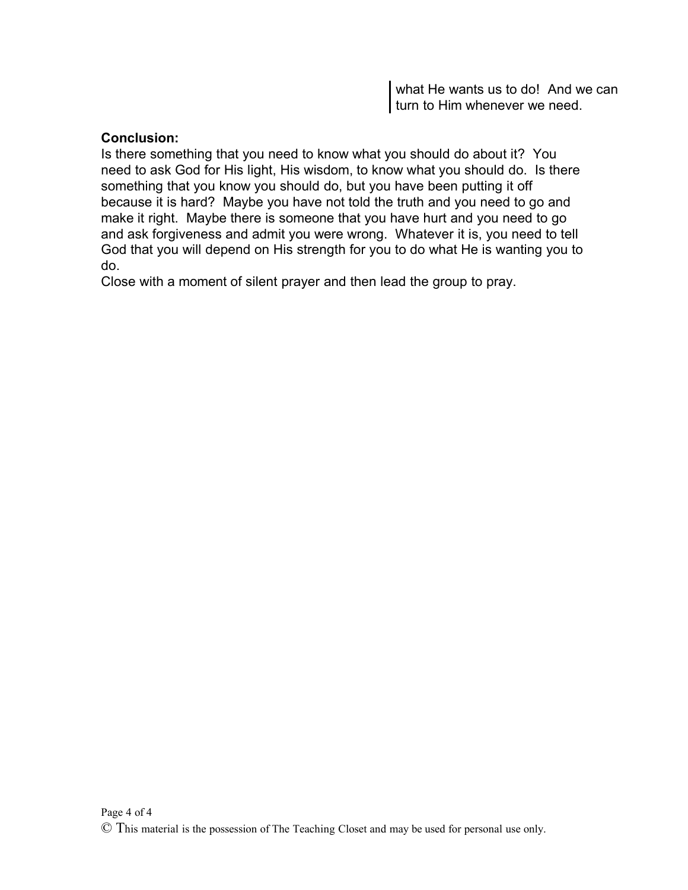what He wants us to do! And we can turn to Him whenever we need.

**Conclusion:**

Is there something that you need to know what you should do about it? You need to ask God for His light, His wisdom, to know what you should do. Is there something that you know you should do, but you have been putting it off because it is hard? Maybe you have not told the truth and you need to go and make it right. Maybe there is someone that you have hurt and you need to go and ask forgiveness and admit you were wrong. Whatever it is, you need to tell God that you will depend on His strength for you to do what He is wanting you to do.

Close with a moment of silent prayer and then lead the group to pray.

© This material is the possession of The Teaching Closet and may be used for personal use only.